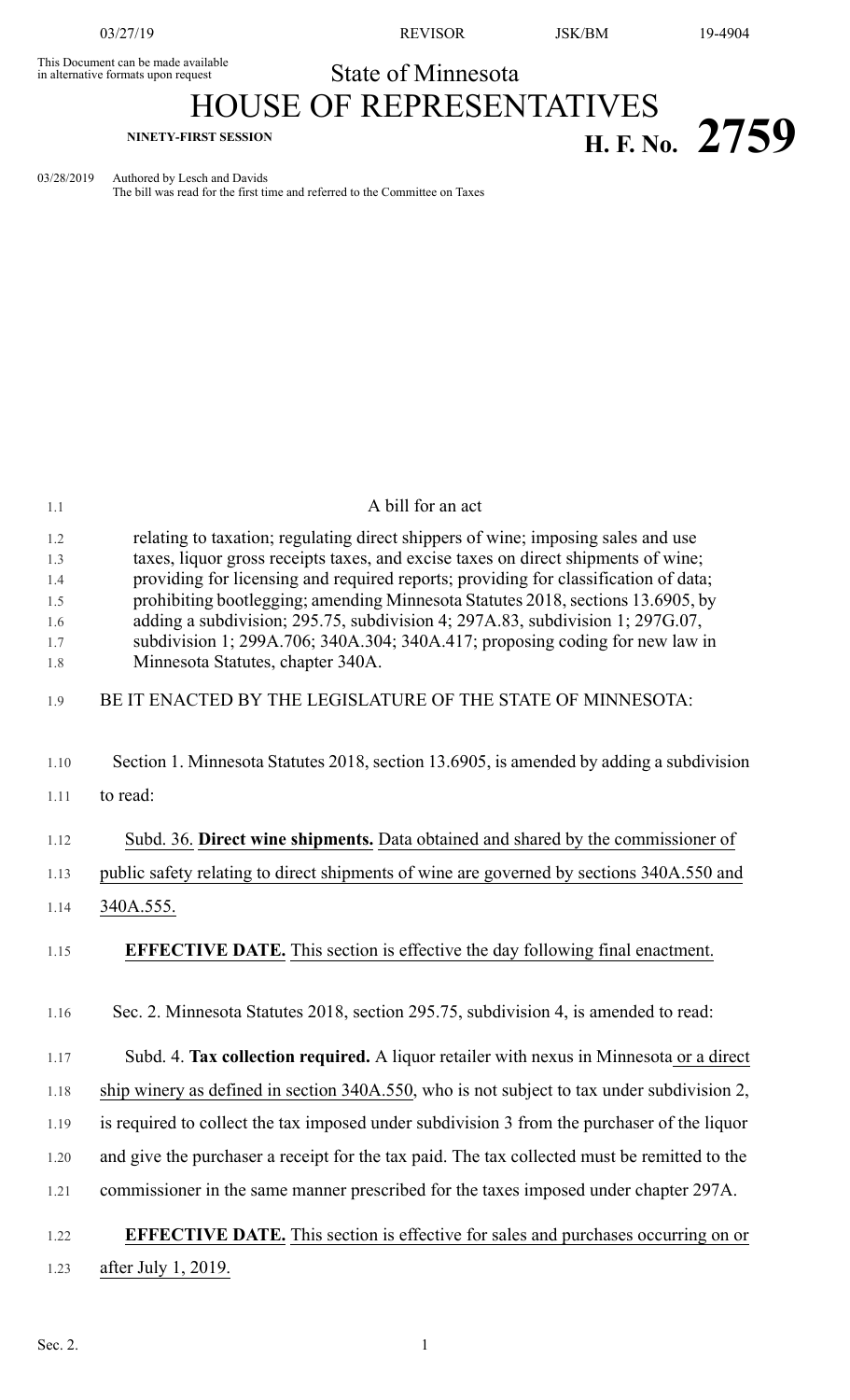This Document can be made available in alternative formats upon request

State of Minnesota

# HOUSE OF REPRESENTATIVES

**NINETY-FIRST SESSION**

# H. F. No. 2759

03/28/2019 Authored by Lesch and Davids
The bill was read for the first time and referred to the Committee on Taxes

A bill for an act

relating to taxation; regulating direct shippers of wine; imposing sales and use taxes, liquor gross receipts taxes, and excise taxes on direct shipments of wine; providing for licensing and required reports; providing for classification of data; prohibiting bootlegging; amending Minnesota Statutes 2018, sections 13.6905, by adding a subdivision; 295.75, subdivision 4; 297A.83, subdivision 1; 297G.07, subdivision 1; 299A.706; 340A.304; 340A.417; proposing coding for new law in Minnesota Statutes, chapter 340A.

BE IT ENACTED BY THE LEGISLATURE OF THE STATE OF MINNESOTA:

Section 1. Minnesota Statutes 2018, section 13.6905, is amended by adding a subdivision to read:

Subd. 36. **Direct wine shipments.** Data obtained and shared by the commissioner of public safety relating to direct shipments of wine are governed by sections 340A.550 and 340A.555.

**EFFECTIVE DATE.** This section is effective the day following final enactment.

Sec. 2. Minnesota Statutes 2018, section 295.75, subdivision 4, is amended to read:

Subd. 4. **Tax collection required.** A liquor retailer with nexus in Minnesota or a direct ship winery as defined in section 340A.550, who is not subject to tax under subdivision 2, is required to collect the tax imposed under subdivision 3 from the purchaser of the liquor and give the purchaser a receipt for the tax paid. The tax collected must be remitted to the commissioner in the same manner prescribed for the taxes imposed under chapter 297A.

**EFFECTIVE DATE.** This section is effective for sales and purchases occurring on or after July 1, 2019.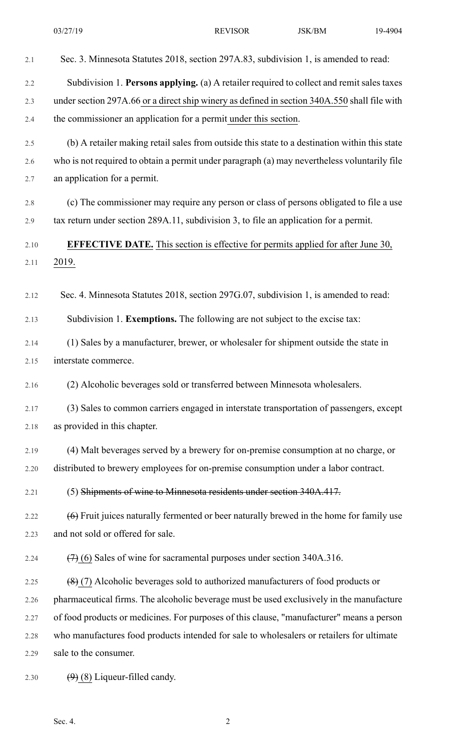Sec. 3. Minnesota Statutes 2018, section 297A.83, subdivision 1, is amended to read:

Subdivision 1. **Persons applying.** (a) A retailer required to collect and remit sales taxes under section 297A.66 or a direct ship winery as defined in section 340A.550 shall file with the commissioner an application for a permit under this section.

(b) A retailer making retail sales from outside this state to a destination within this state who is not required to obtain a permit under paragraph (a) may nevertheless voluntarily file an application for a permit.

(c) The commissioner may require any person or class of persons obligated to file a use tax return under section 289A.11, subdivision 3, to file an application for a permit.

**EFFECTIVE DATE.** This section is effective for permits applied for after June 30, 2019.

Sec. 4. Minnesota Statutes 2018, section 297G.07, subdivision 1, is amended to read:

Subdivision 1. **Exemptions.** The following are not subject to the excise tax:

(1) Sales by a manufacturer, brewer, or wholesaler for shipment outside the state in interstate commerce.

(2) Alcoholic beverages sold or transferred between Minnesota wholesalers.

(3) Sales to common carriers engaged in interstate transportation of passengers, except as provided in this chapter.

(4) Malt beverages served by a brewery for on-premise consumption at no charge, or distributed to brewery employees for on-premise consumption under a labor contract.

(5) ~~Shipments of wine to Minnesota residents under section 340A.417.~~

~~(6)~~ Fruit juices naturally fermented or beer naturally brewed in the home for family use and not sold or offered for sale.

~~(7)~~ (6) Sales of wine for sacramental purposes under section 340A.316.

~~(8)~~ (7) Alcoholic beverages sold to authorized manufacturers of food products or pharmaceutical firms. The alcoholic beverage must be used exclusively in the manufacture of food products or medicines. For purposes of this clause, "manufacturer" means a person who manufactures food products intended for sale to wholesalers or retailers for ultimate sale to the consumer.

~~(9)~~ (8) Liqueur-filled candy.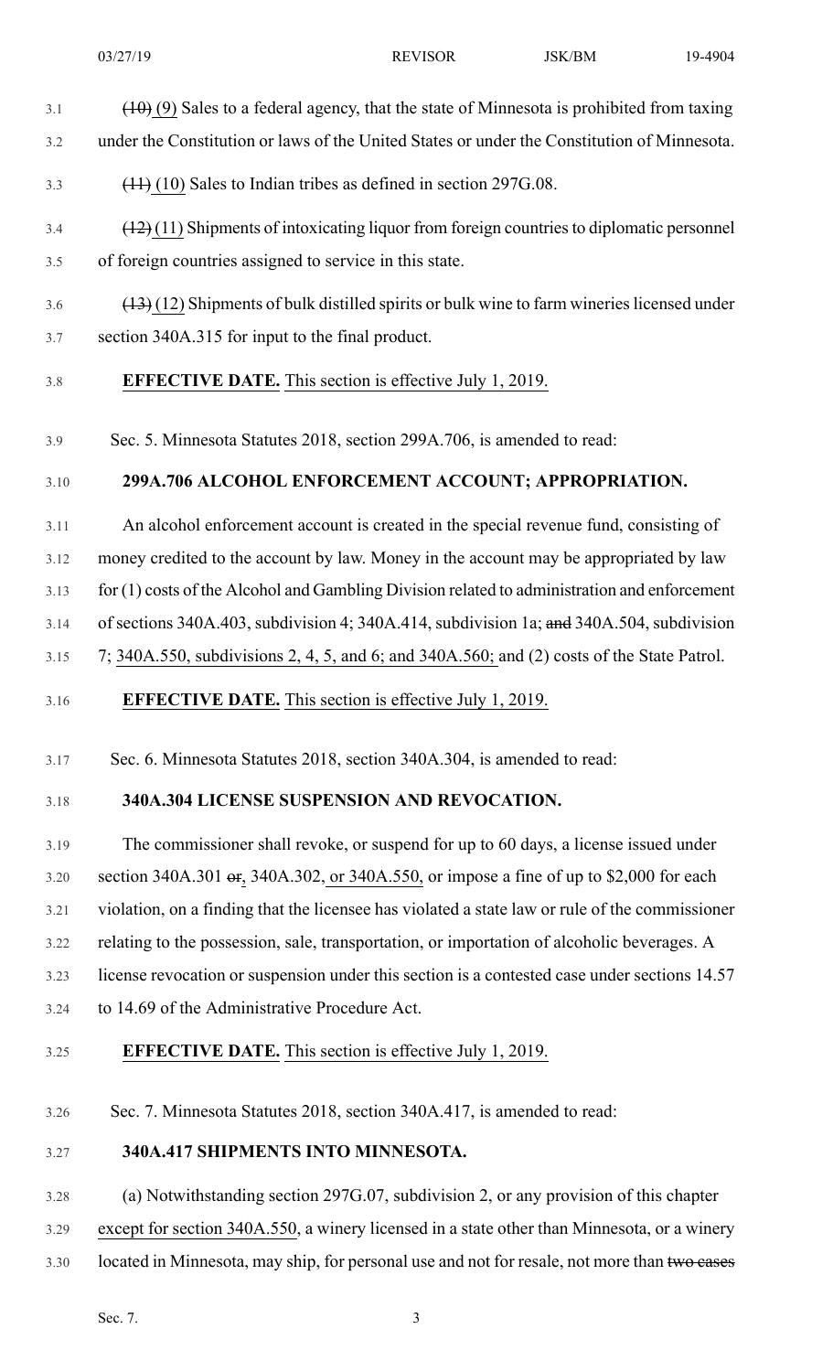~~(10)~~ (9) Sales to a federal agency, that the state of Minnesota is prohibited from taxing under the Constitution or laws of the United States or under the Constitution of Minnesota.

~~(11)~~ (10) Sales to Indian tribes as defined in section 297G.08.

~~(12)~~ (11) Shipments of intoxicating liquor from foreign countries to diplomatic personnel of foreign countries assigned to service in this state.

~~(13)~~ (12) Shipments of bulk distilled spirits or bulk wine to farm wineries licensed under section 340A.315 for input to the final product.

**EFFECTIVE DATE.** This section is effective July 1, 2019.

Sec. 5. Minnesota Statutes 2018, section 299A.706, is amended to read:

**299A.706 ALCOHOL ENFORCEMENT ACCOUNT; APPROPRIATION.**

An alcohol enforcement account is created in the special revenue fund, consisting of money credited to the account by law. Money in the account may be appropriated by law for (1) costs of the Alcohol and Gambling Division related to administration and enforcement of sections 340A.403, subdivision 4; 340A.414, subdivision 1a; ~~and~~ 340A.504, subdivision 7; 340A.550, subdivisions 2, 4, 5, and 6; and 340A.560; and (2) costs of the State Patrol.

**EFFECTIVE DATE.** This section is effective July 1, 2019.

Sec. 6. Minnesota Statutes 2018, section 340A.304, is amended to read:

**340A.304 LICENSE SUSPENSION AND REVOCATION.**

The commissioner shall revoke, or suspend for up to 60 days, a license issued under section 340A.301 ~~or~~, 340A.302, or 340A.550, or impose a fine of up to $2,000 for each violation, on a finding that the licensee has violated a state law or rule of the commissioner relating to the possession, sale, transportation, or importation of alcoholic beverages. A license revocation or suspension under this section is a contested case under sections 14.57 to 14.69 of the Administrative Procedure Act.

**EFFECTIVE DATE.** This section is effective July 1, 2019.

Sec. 7. Minnesota Statutes 2018, section 340A.417, is amended to read:

**340A.417 SHIPMENTS INTO MINNESOTA.**

(a) Notwithstanding section 297G.07, subdivision 2, or any provision of this chapter except for section 340A.550, a winery licensed in a state other than Minnesota, or a winery located in Minnesota, may ship, for personal use and not for resale, not more than ~~two cases~~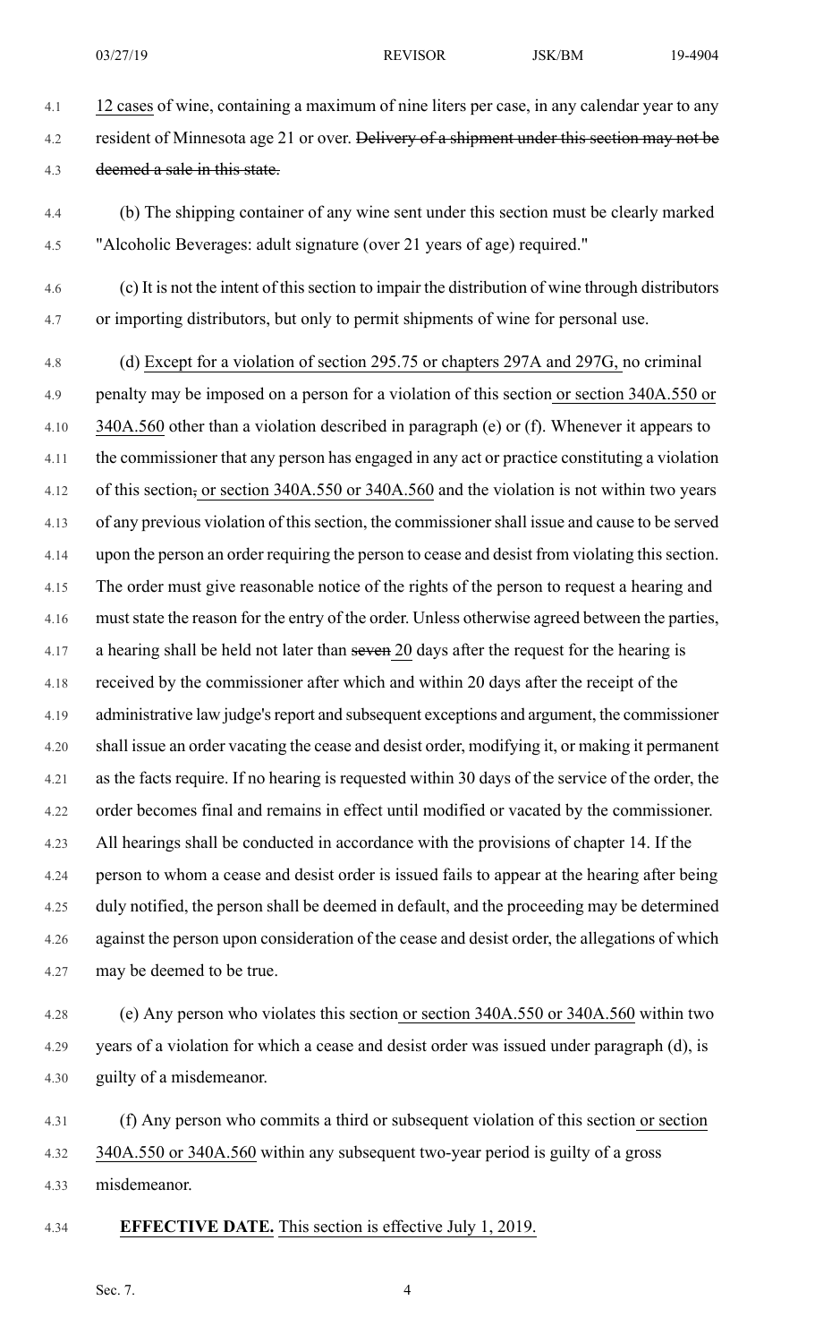12 cases of wine, containing a maximum of nine liters per case, in any calendar year to any resident of Minnesota age 21 or over. ~~Delivery of a shipment under this section may not be deemed a sale in this state.~~

(b) The shipping container of any wine sent under this section must be clearly marked "Alcoholic Beverages: adult signature (over 21 years of age) required."

(c) It is not the intent of this section to impair the distribution of wine through distributors or importing distributors, but only to permit shipments of wine for personal use.

(d) Except for a violation of section 295.75 or chapters 297A and 297G, no criminal penalty may be imposed on a person for a violation of this section or section 340A.550 or 340A.560 other than a violation described in paragraph (e) or (f). Whenever it appears to the commissioner that any person has engaged in any act or practice constituting a violation of this section~~,~~ or section 340A.550 or 340A.560 and the violation is not within two years of any previous violation of this section, the commissioner shall issue and cause to be served upon the person an order requiring the person to cease and desist from violating this section. The order must give reasonable notice of the rights of the person to request a hearing and must state the reason for the entry of the order. Unless otherwise agreed between the parties, a hearing shall be held not later than ~~seven~~ 20 days after the request for the hearing is received by the commissioner after which and within 20 days after the receipt of the administrative law judge's report and subsequent exceptions and argument, the commissioner shall issue an order vacating the cease and desist order, modifying it, or making it permanent as the facts require. If no hearing is requested within 30 days of the service of the order, the order becomes final and remains in effect until modified or vacated by the commissioner. All hearings shall be conducted in accordance with the provisions of chapter 14. If the person to whom a cease and desist order is issued fails to appear at the hearing after being duly notified, the person shall be deemed in default, and the proceeding may be determined against the person upon consideration of the cease and desist order, the allegations of which may be deemed to be true.

(e) Any person who violates this section or section 340A.550 or 340A.560 within two years of a violation for which a cease and desist order was issued under paragraph (d), is guilty of a misdemeanor.

(f) Any person who commits a third or subsequent violation of this section or section 340A.550 or 340A.560 within any subsequent two-year period is guilty of a gross misdemeanor.

**EFFECTIVE DATE.** This section is effective July 1, 2019.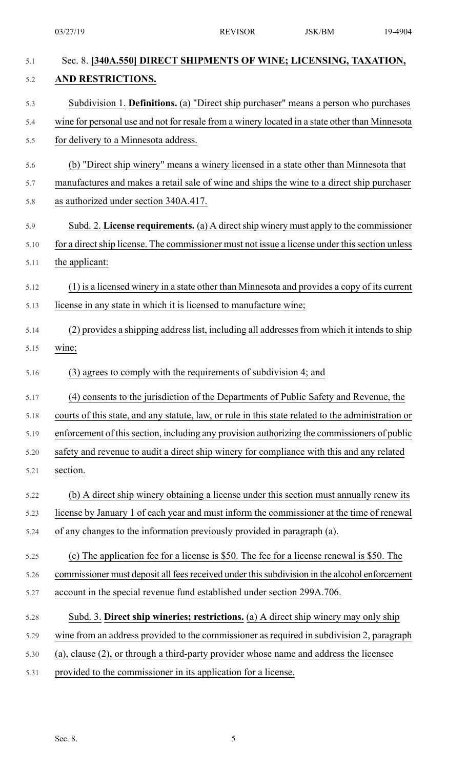Sec. 8. **[340A.550] DIRECT SHIPMENTS OF WINE; LICENSING, TAXATION, AND RESTRICTIONS.**

Subdivision 1. **Definitions.** (a) "Direct ship purchaser" means a person who purchases wine for personal use and not for resale from a winery located in a state other than Minnesota for delivery to a Minnesota address.

(b) "Direct ship winery" means a winery licensed in a state other than Minnesota that manufactures and makes a retail sale of wine and ships the wine to a direct ship purchaser as authorized under section 340A.417.

Subd. 2. **License requirements.** (a) A direct ship winery must apply to the commissioner for a direct ship license. The commissioner must not issue a license under this section unless the applicant:

(1) is a licensed winery in a state other than Minnesota and provides a copy of its current license in any state in which it is licensed to manufacture wine;

(2) provides a shipping address list, including all addresses from which it intends to ship wine;

(3) agrees to comply with the requirements of subdivision 4; and

(4) consents to the jurisdiction of the Departments of Public Safety and Revenue, the courts of this state, and any statute, law, or rule in this state related to the administration or enforcement of this section, including any provision authorizing the commissioners of public safety and revenue to audit a direct ship winery for compliance with this and any related section.

(b) A direct ship winery obtaining a license under this section must annually renew its license by January 1 of each year and must inform the commissioner at the time of renewal of any changes to the information previously provided in paragraph (a).

(c) The application fee for a license is $50. The fee for a license renewal is $50. The commissioner must deposit all fees received under this subdivision in the alcohol enforcement account in the special revenue fund established under section 299A.706.

Subd. 3. **Direct ship wineries; restrictions.** (a) A direct ship winery may only ship wine from an address provided to the commissioner as required in subdivision 2, paragraph (a), clause (2), or through a third-party provider whose name and address the licensee provided to the commissioner in its application for a license.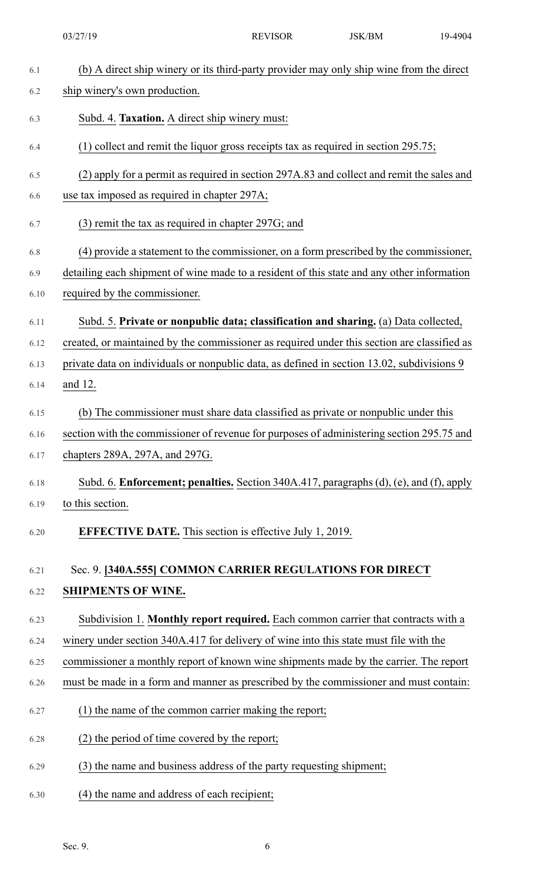(b) A direct ship winery or its third-party provider may only ship wine from the direct ship winery's own production.

Subd. 4. **Taxation.** A direct ship winery must:

(1) collect and remit the liquor gross receipts tax as required in section 295.75;

(2) apply for a permit as required in section 297A.83 and collect and remit the sales and use tax imposed as required in chapter 297A;

(3) remit the tax as required in chapter 297G; and

(4) provide a statement to the commissioner, on a form prescribed by the commissioner, detailing each shipment of wine made to a resident of this state and any other information required by the commissioner.

Subd. 5. **Private or nonpublic data; classification and sharing.** (a) Data collected, created, or maintained by the commissioner as required under this section are classified as private data on individuals or nonpublic data, as defined in section 13.02, subdivisions 9 and 12.

(b) The commissioner must share data classified as private or nonpublic under this section with the commissioner of revenue for purposes of administering section 295.75 and chapters 289A, 297A, and 297G.

Subd. 6. **Enforcement; penalties.** Section 340A.417, paragraphs (d), (e), and (f), apply to this section.

**EFFECTIVE DATE.** This section is effective July 1, 2019.

Sec. 9. **[340A.555] COMMON CARRIER REGULATIONS FOR DIRECT SHIPMENTS OF WINE.**

Subdivision 1. **Monthly report required.** Each common carrier that contracts with a winery under section 340A.417 for delivery of wine into this state must file with the commissioner a monthly report of known wine shipments made by the carrier. The report must be made in a form and manner as prescribed by the commissioner and must contain:

(1) the name of the common carrier making the report;

(2) the period of time covered by the report;

(3) the name and business address of the party requesting shipment;

(4) the name and address of each recipient;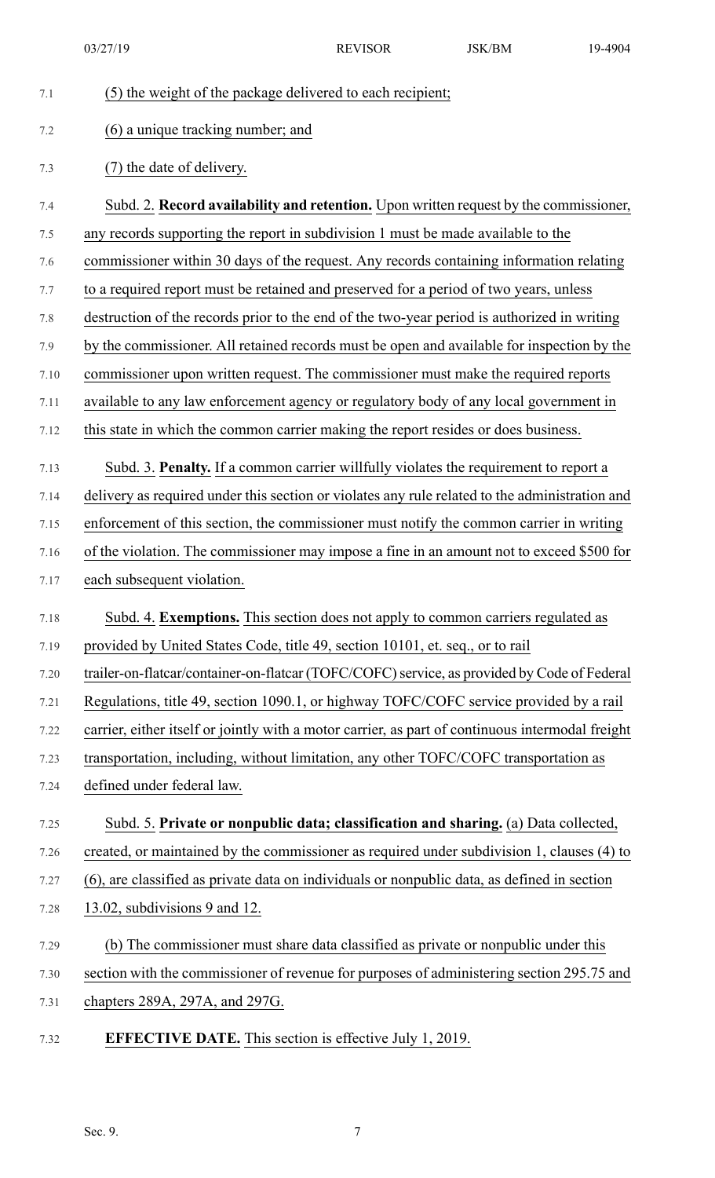(5) the weight of the package delivered to each recipient;

(6) a unique tracking number; and

(7) the date of delivery.

Subd. 2. **Record availability and retention.** Upon written request by the commissioner, any records supporting the report in subdivision 1 must be made available to the commissioner within 30 days of the request. Any records containing information relating to a required report must be retained and preserved for a period of two years, unless destruction of the records prior to the end of the two-year period is authorized in writing by the commissioner. All retained records must be open and available for inspection by the commissioner upon written request. The commissioner must make the required reports available to any law enforcement agency or regulatory body of any local government in this state in which the common carrier making the report resides or does business.

Subd. 3. **Penalty.** If a common carrier willfully violates the requirement to report a delivery as required under this section or violates any rule related to the administration and enforcement of this section, the commissioner must notify the common carrier in writing of the violation. The commissioner may impose a fine in an amount not to exceed $500 for each subsequent violation.

Subd. 4. **Exemptions.** This section does not apply to common carriers regulated as provided by United States Code, title 49, section 10101, et. seq., or to rail trailer-on-flatcar/container-on-flatcar (TOFC/COFC) service, as provided by Code of Federal Regulations, title 49, section 1090.1, or highway TOFC/COFC service provided by a rail carrier, either itself or jointly with a motor carrier, as part of continuous intermodal freight transportation, including, without limitation, any other TOFC/COFC transportation as defined under federal law.

Subd. 5. **Private or nonpublic data; classification and sharing.** (a) Data collected, created, or maintained by the commissioner as required under subdivision 1, clauses (4) to (6), are classified as private data on individuals or nonpublic data, as defined in section 13.02, subdivisions 9 and 12.

(b) The commissioner must share data classified as private or nonpublic under this section with the commissioner of revenue for purposes of administering section 295.75 and chapters 289A, 297A, and 297G.

**EFFECTIVE DATE.** This section is effective July 1, 2019.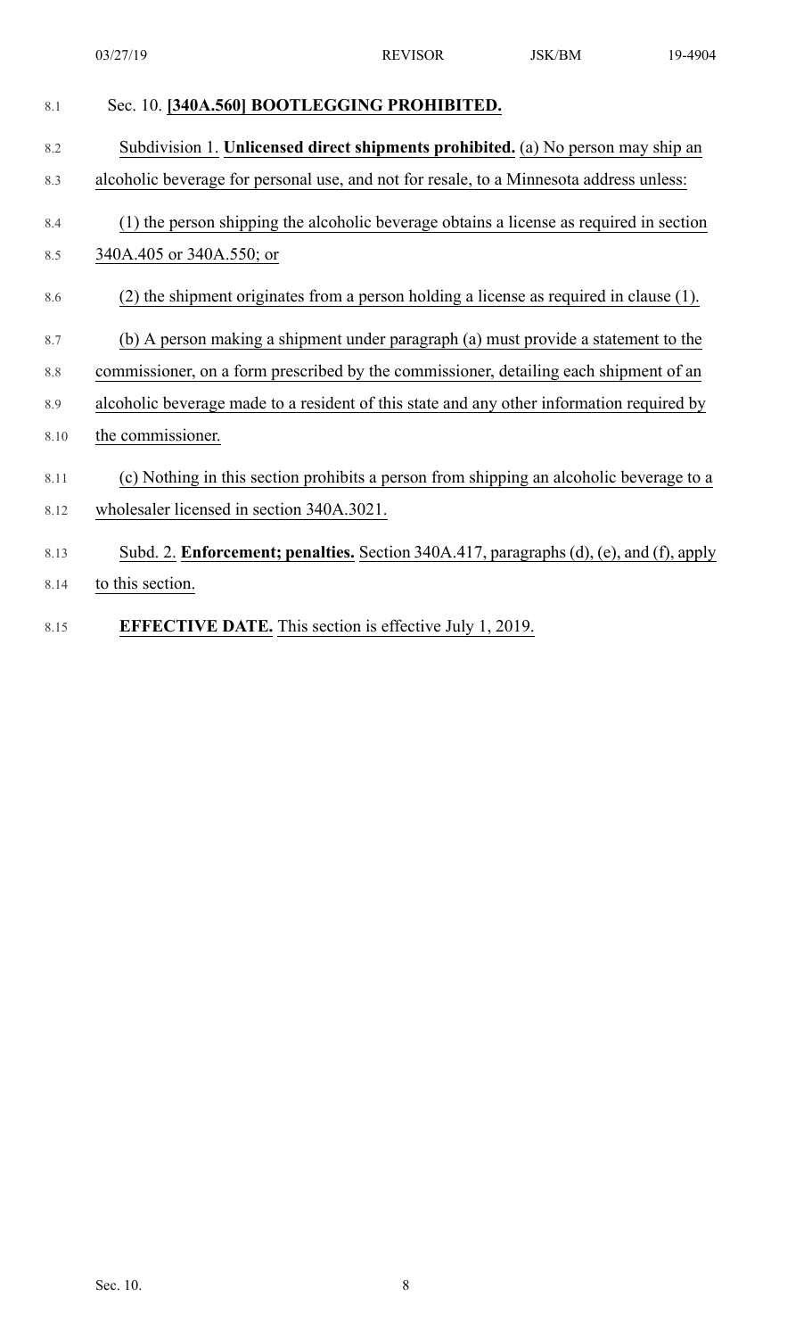Sec. 10. **[340A.560] BOOTLEGGING PROHIBITED.**

Subdivision 1. **Unlicensed direct shipments prohibited.** (a) No person may ship an alcoholic beverage for personal use, and not for resale, to a Minnesota address unless:

(1) the person shipping the alcoholic beverage obtains a license as required in section 340A.405 or 340A.550; or

(2) the shipment originates from a person holding a license as required in clause (1).

(b) A person making a shipment under paragraph (a) must provide a statement to the commissioner, on a form prescribed by the commissioner, detailing each shipment of an alcoholic beverage made to a resident of this state and any other information required by the commissioner.

(c) Nothing in this section prohibits a person from shipping an alcoholic beverage to a wholesaler licensed in section 340A.3021.

Subd. 2. **Enforcement; penalties.** Section 340A.417, paragraphs (d), (e), and (f), apply to this section.

**EFFECTIVE DATE.** This section is effective July 1, 2019.